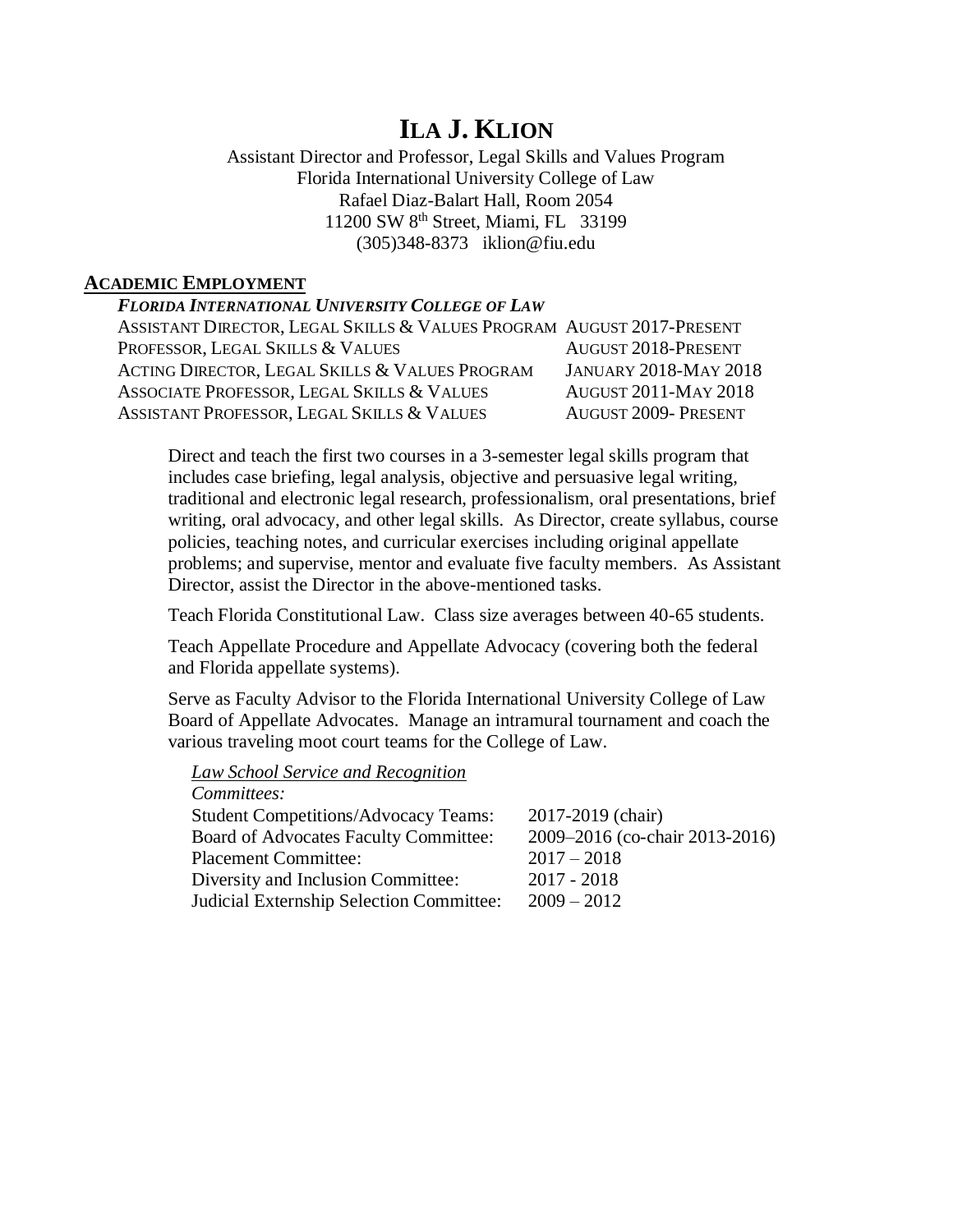# ILA J. KLION

Assistant Director and Professor, Legal Skills and Values Program
Florida International University College of Law
Rafael Diaz-Balart Hall, Room 2054
11200 SW 8th Street, Miami, FL 33199
(305)348-8373 iklion@fiu.edu

## ACADEMIC EMPLOYMENT

***FLORIDA INTERNATIONAL UNIVERSITY COLLEGE OF LAW***

| | |
|---|---|
| ASSISTANT DIRECTOR, LEGAL SKILLS & VALUES PROGRAM | AUGUST 2017-PRESENT |
| PROFESSOR, LEGAL SKILLS & VALUES | AUGUST 2018-PRESENT |
| ACTING DIRECTOR, LEGAL SKILLS & VALUES PROGRAM | JANUARY 2018-MAY 2018 |
| ASSOCIATE PROFESSOR, LEGAL SKILLS & VALUES | AUGUST 2011-MAY 2018 |
| ASSISTANT PROFESSOR, LEGAL SKILLS & VALUES | AUGUST 2009- PRESENT |

Direct and teach the first two courses in a 3-semester legal skills program that includes case briefing, legal analysis, objective and persuasive legal writing, traditional and electronic legal research, professionalism, oral presentations, brief writing, oral advocacy, and other legal skills. As Director, create syllabus, course policies, teaching notes, and curricular exercises including original appellate problems; and supervise, mentor and evaluate five faculty members. As Assistant Director, assist the Director in the above-mentioned tasks.

Teach Florida Constitutional Law. Class size averages between 40-65 students.

Teach Appellate Procedure and Appellate Advocacy (covering both the federal and Florida appellate systems).

Serve as Faculty Advisor to the Florida International University College of Law Board of Appellate Advocates. Manage an intramural tournament and coach the various traveling moot court teams for the College of Law.

*Law School Service and Recognition*

*Committees:*

| | |
|---|---|
| Student Competitions/Advocacy Teams: | 2017-2019 (chair) |
| Board of Advocates Faculty Committee: | 2009–2016 (co-chair 2013-2016) |
| Placement Committee: | 2017 – 2018 |
| Diversity and Inclusion Committee: | 2017 - 2018 |
| Judicial Externship Selection Committee: | 2009 – 2012 |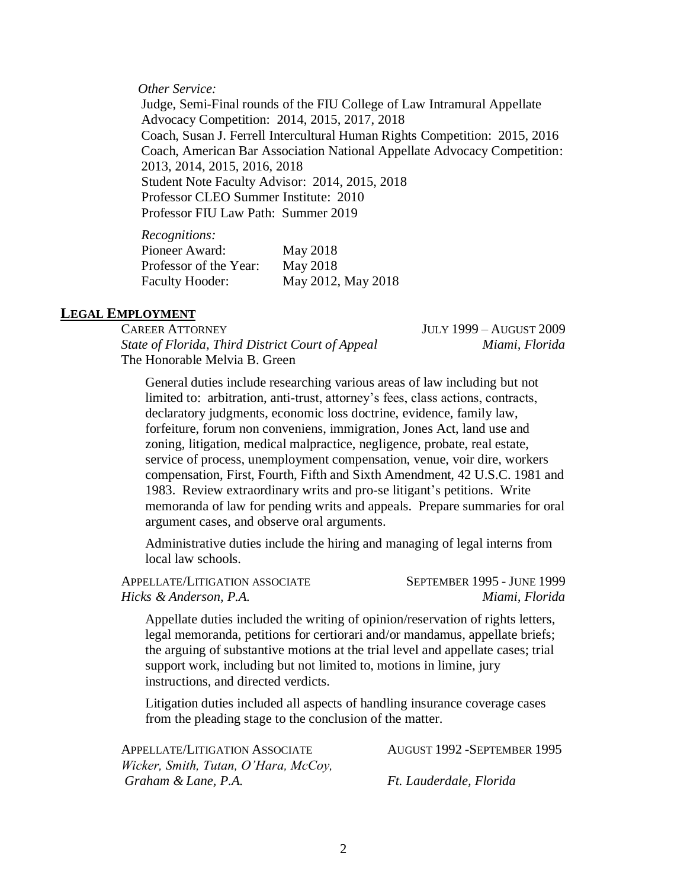*Other Service:*

Judge, Semi-Final rounds of the FIU College of Law Intramural Appellate Advocacy Competition: 2014, 2015, 2017, 2018
Coach, Susan J. Ferrell Intercultural Human Rights Competition: 2015, 2016
Coach, American Bar Association National Appellate Advocacy Competition: 2013, 2014, 2015, 2016, 2018
Student Note Faculty Advisor: 2014, 2015, 2018
Professor CLEO Summer Institute: 2010
Professor FIU Law Path: Summer 2019

*Recognitions:*

| | |
|---|---|
| Pioneer Award: | May 2018 |
| Professor of the Year: | May 2018 |
| Faculty Hooder: | May 2012, May 2018 |

## LEGAL EMPLOYMENT

CAREER ATTORNEY — JULY 1999 – AUGUST 2009
*State of Florida, Third District Court of Appeal* — *Miami, Florida*
The Honorable Melvia B. Green

General duties include researching various areas of law including but not limited to: arbitration, anti-trust, attorney's fees, class actions, contracts, declaratory judgments, economic loss doctrine, evidence, family law, forfeiture, forum non conveniens, immigration, Jones Act, land use and zoning, litigation, medical malpractice, negligence, probate, real estate, service of process, unemployment compensation, venue, voir dire, workers compensation, First, Fourth, Fifth and Sixth Amendment, 42 U.S.C. 1981 and 1983. Review extraordinary writs and pro-se litigant's petitions. Write memoranda of law for pending writs and appeals. Prepare summaries for oral argument cases, and observe oral arguments.

Administrative duties include the hiring and managing of legal interns from local law schools.

APPELLATE/LITIGATION ASSOCIATE — SEPTEMBER 1995 - JUNE 1999
*Hicks & Anderson, P.A.* — *Miami, Florida*

Appellate duties included the writing of opinion/reservation of rights letters, legal memoranda, petitions for certiorari and/or mandamus, appellate briefs; the arguing of substantive motions at the trial level and appellate cases; trial support work, including but not limited to, motions in limine, jury instructions, and directed verdicts.

Litigation duties included all aspects of handling insurance coverage cases from the pleading stage to the conclusion of the matter.

APPELLATE/LITIGATION ASSOCIATE — AUGUST 1992 -SEPTEMBER 1995
*Wicker, Smith, Tutan, O'Hara, McCoy, Graham & Lane, P.A.* — *Ft. Lauderdale, Florida*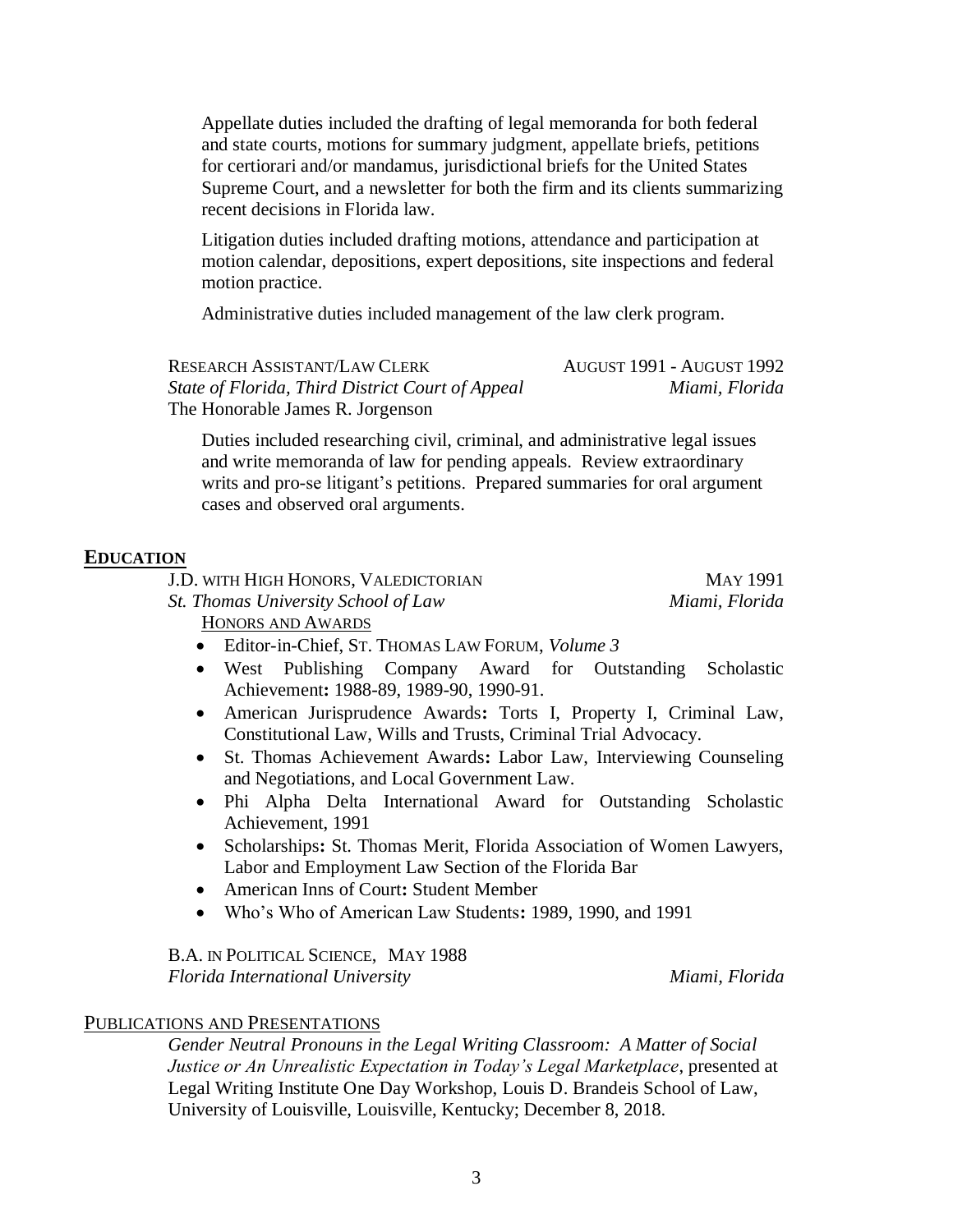Appellate duties included the drafting of legal memoranda for both federal and state courts, motions for summary judgment, appellate briefs, petitions for certiorari and/or mandamus, jurisdictional briefs for the United States Supreme Court, and a newsletter for both the firm and its clients summarizing recent decisions in Florida law.

Litigation duties included drafting motions, attendance and participation at motion calendar, depositions, expert depositions, site inspections and federal motion practice.

Administrative duties included management of the law clerk program.

RESEARCH ASSISTANT/LAW CLERK — AUGUST 1991 - AUGUST 1992
*State of Florida, Third District Court of Appeal* — *Miami, Florida*
The Honorable James R. Jorgenson

Duties included researching civil, criminal, and administrative legal issues and write memoranda of law for pending appeals. Review extraordinary writs and pro-se litigant's petitions. Prepared summaries for oral argument cases and observed oral arguments.

## **EDUCATION**

J.D. WITH HIGH HONORS, VALEDICTORIAN — MAY 1991
*St. Thomas University School of Law* — *Miami, Florida*

HONORS AND AWARDS

- Editor-in-Chief, ST. THOMAS LAW FORUM, *Volume 3*
- West Publishing Company Award for Outstanding Scholastic Achievement**:** 1988-89, 1989-90, 1990-91.
- American Jurisprudence Awards**:** Torts I, Property I, Criminal Law, Constitutional Law, Wills and Trusts, Criminal Trial Advocacy.
- St. Thomas Achievement Awards**:** Labor Law, Interviewing Counseling and Negotiations, and Local Government Law.
- Phi Alpha Delta International Award for Outstanding Scholastic Achievement, 1991
- Scholarships**:** St. Thomas Merit, Florida Association of Women Lawyers, Labor and Employment Law Section of the Florida Bar
- American Inns of Court**:** Student Member
- Who's Who of American Law Students**:** 1989, 1990, and 1991

B.A. IN POLITICAL SCIENCE, MAY 1988
*Florida International University* — *Miami, Florida*

## PUBLICATIONS AND PRESENTATIONS

*Gender Neutral Pronouns in the Legal Writing Classroom: A Matter of Social Justice or An Unrealistic Expectation in Today's Legal Marketplace*, presented at Legal Writing Institute One Day Workshop, Louis D. Brandeis School of Law, University of Louisville, Louisville, Kentucky; December 8, 2018.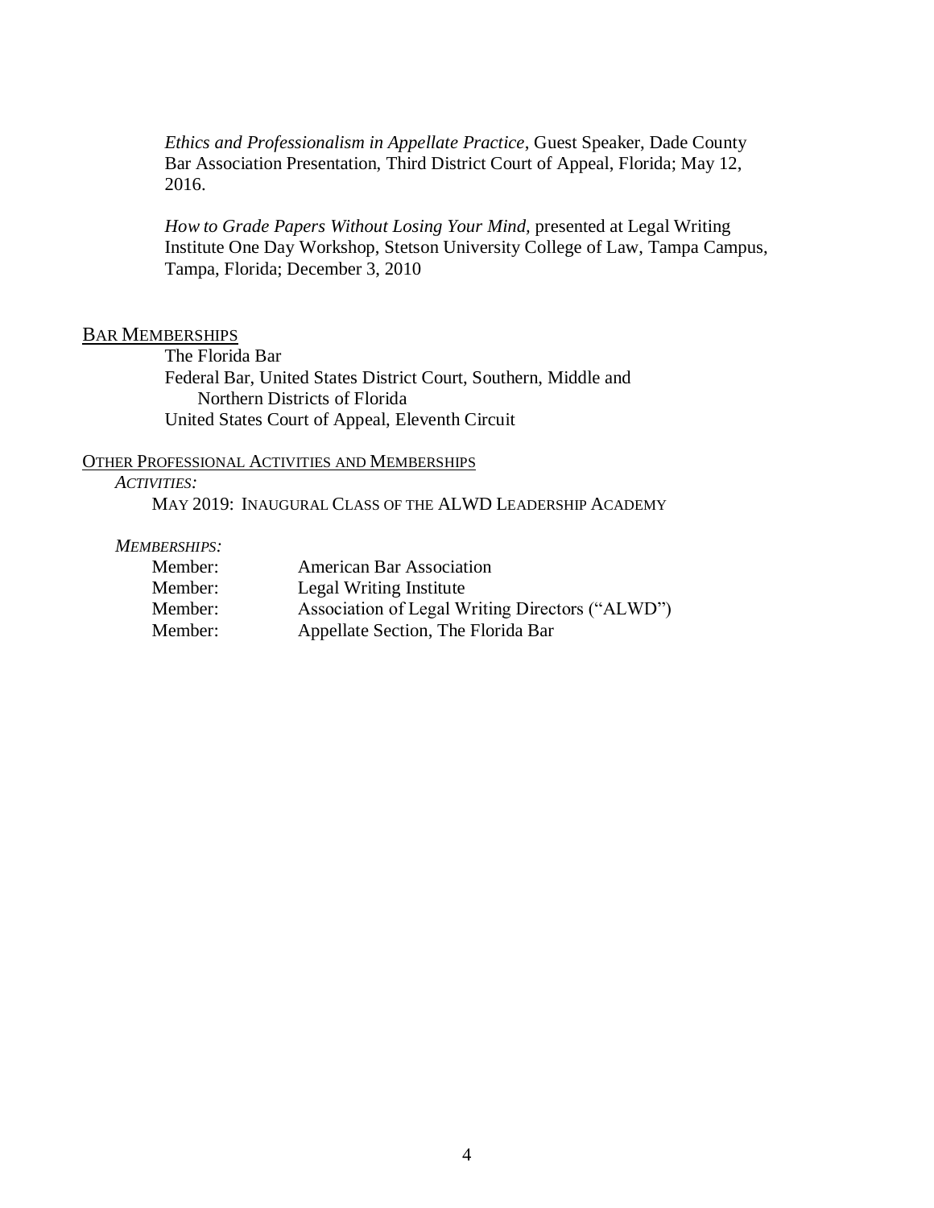*Ethics and Professionalism in Appellate Practice*, Guest Speaker, Dade County Bar Association Presentation, Third District Court of Appeal, Florida; May 12, 2016.

*How to Grade Papers Without Losing Your Mind,* presented at Legal Writing Institute One Day Workshop, Stetson University College of Law, Tampa Campus, Tampa, Florida; December 3, 2010

## BAR MEMBERSHIPS

The Florida Bar
Federal Bar, United States District Court, Southern, Middle and Northern Districts of Florida
United States Court of Appeal, Eleventh Circuit

## OTHER PROFESSIONAL ACTIVITIES AND MEMBERSHIPS

*ACTIVITIES:*

MAY 2019: INAUGURAL CLASS OF THE ALWD LEADERSHIP ACADEMY

*MEMBERSHIPS:*

| | |
|---|---|
| Member: | American Bar Association |
| Member: | Legal Writing Institute |
| Member: | Association of Legal Writing Directors ("ALWD") |
| Member: | Appellate Section, The Florida Bar |